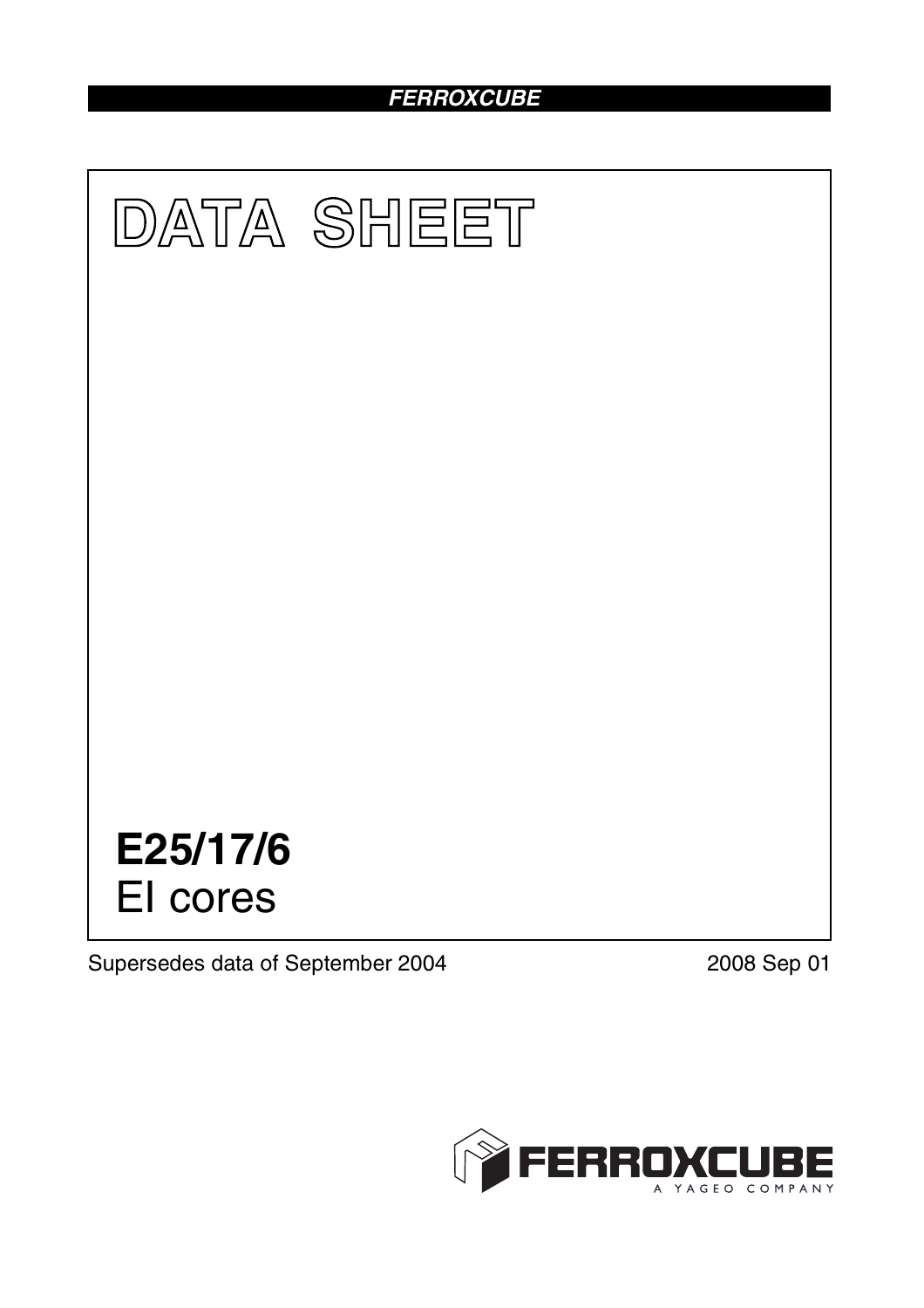FERROXCUBE

# DATA SHEET

# E25/17/6
EI cores

Supersedes data of September 2004

2008 Sep 01

FERROXCUBE
A YAGEO COMPANY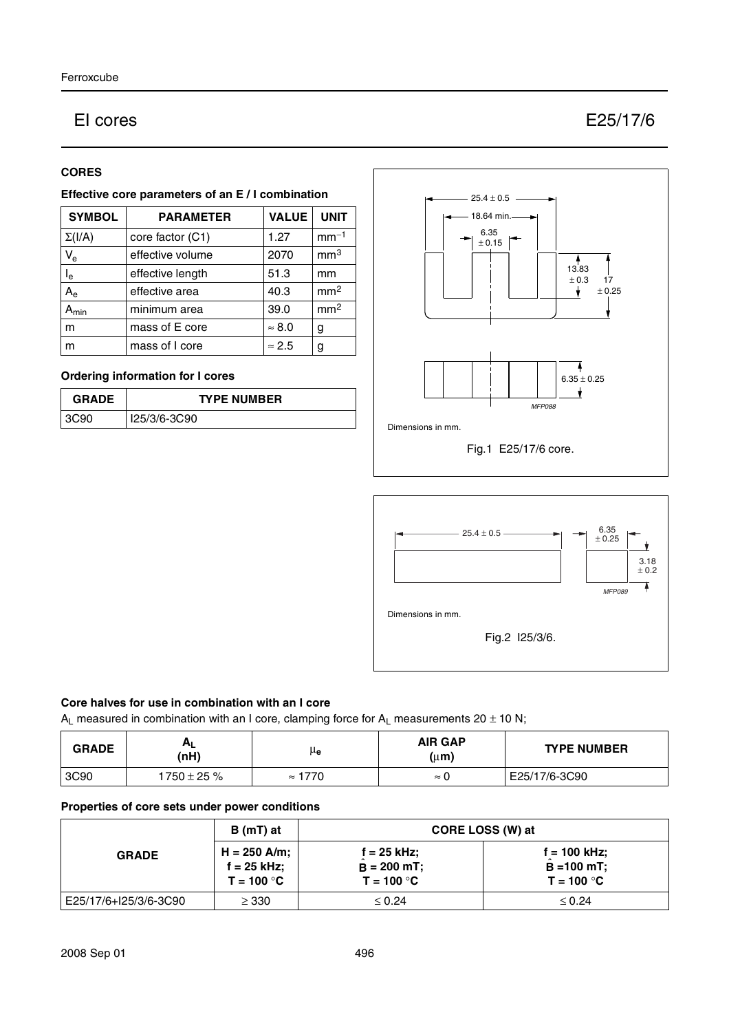# EI cores — E25/17/6

## CORES

### Effective core parameters of an E / I combination

| SYMBOL | PARAMETER | VALUE | UNIT |
|---|---|---|---|
| $\Sigma(I/A)$ | core factor (C1) | 1.27 | $mm^{-1}$ |
| $V_e$ | effective volume | 2070 | $mm^3$ |
| $l_e$ | effective length | 51.3 | mm |
| $A_e$ | effective area | 40.3 | $mm^2$ |
| $A_{min}$ | minimum area | 39.0 | $mm^2$ |
| m | mass of E core | ≈ 8.0 | g |
| m | mass of I core | ≈ 2.5 | g |

### Ordering information for I cores

| GRADE | TYPE NUMBER |
|---|---|
| 3C90 | I25/3/6-3C90 |

25.4 ± 0.5
18.64 min.
6.35 ± 0.15
13.83 ± 0.3
17 ± 0.25
6.35 ± 0.25
MFP088

Dimensions in mm.

Fig.1 E25/17/6 core.

25.4 ± 0.5
6.35 ± 0.25
3.18 ± 0.2
MFP089

Dimensions in mm.

Fig.2 I25/3/6.

### Core halves for use in combination with an I core

$A_L$ measured in combination with an I core, clamping force for $A_L$ measurements 20 ± 10 N;

| GRADE | $A_L$ (nH) | $\mu_e$ | AIR GAP (μm) | TYPE NUMBER |
|---|---|---|---|---|
| 3C90 | 1750 ± 25 % | ≈ 1770 | ≈ 0 | E25/17/6-3C90 |

### Properties of core sets under power conditions

| GRADE | B (mT) at | CORE LOSS (W) at | |
|---|---|---|---|
| | H = 250 A/m; f = 25 kHz; T = 100 °C | f = 25 kHz; $\hat{B}$ = 200 mT; T = 100 °C | f = 100 kHz; $\hat{B}$ =100 mT; T = 100 °C |
| E25/17/6+I25/3/6-3C90 | ≥ 330 | ≤ 0.24 | ≤ 0.24 |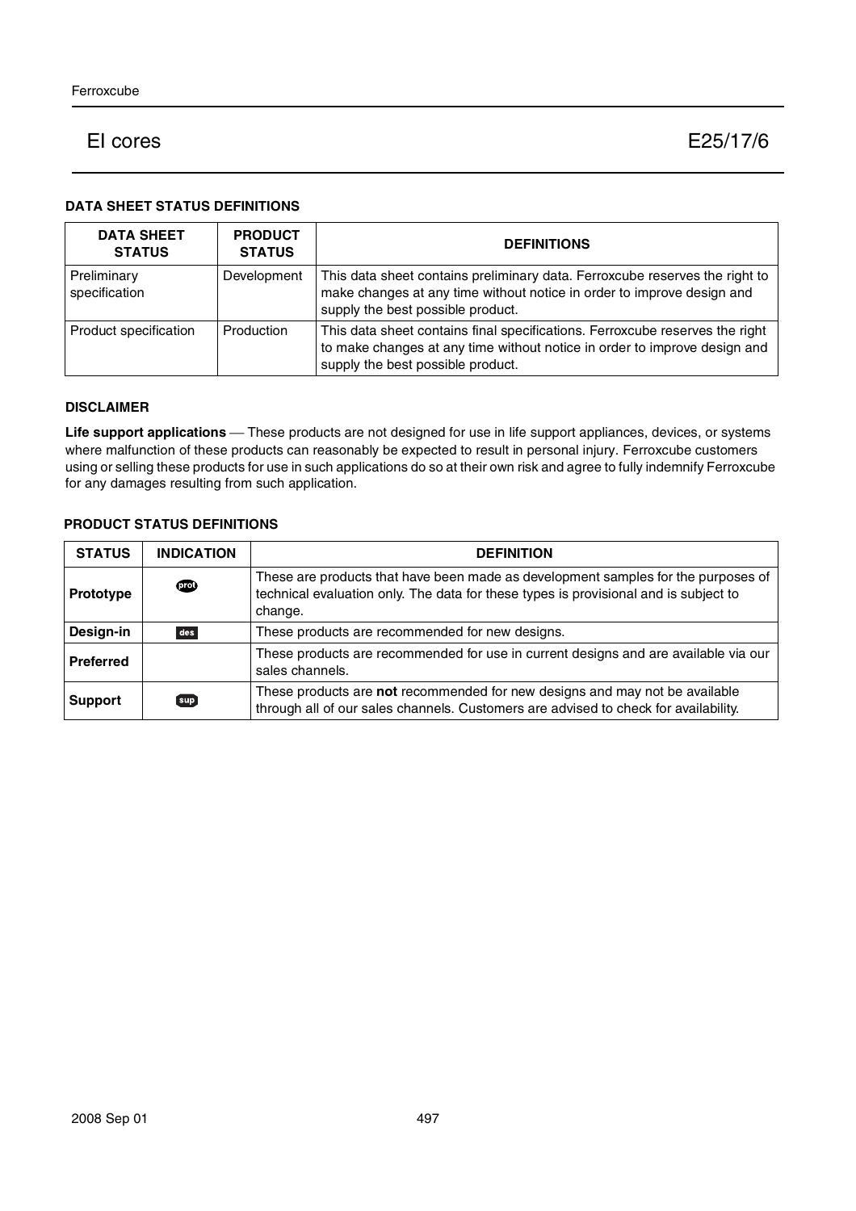## DATA SHEET STATUS DEFINITIONS

| DATA SHEET STATUS | PRODUCT STATUS | DEFINITIONS |
|---|---|---|
| Preliminary specification | Development | This data sheet contains preliminary data. Ferroxcube reserves the right to make changes at any time without notice in order to improve design and supply the best possible product. |
| Product specification | Production | This data sheet contains final specifications. Ferroxcube reserves the right to make changes at any time without notice in order to improve design and supply the best possible product. |

## DISCLAIMER

**Life support applications** — These products are not designed for use in life support appliances, devices, or systems where malfunction of these products can reasonably be expected to result in personal injury. Ferroxcube customers using or selling these products for use in such applications do so at their own risk and agree to fully indemnify Ferroxcube for any damages resulting from such application.

## PRODUCT STATUS DEFINITIONS

| STATUS | INDICATION | DEFINITION |
|---|---|---|
| **Prototype** | prot | These are products that have been made as development samples for the purposes of technical evaluation only. The data for these types is provisional and is subject to change. |
| **Design-in** | des | These products are recommended for new designs. |
| **Preferred** | | These products are recommended for use in current designs and are available via our sales channels. |
| **Support** | sup | These products are **not** recommended for new designs and may not be available through all of our sales channels. Customers are advised to check for availability. |